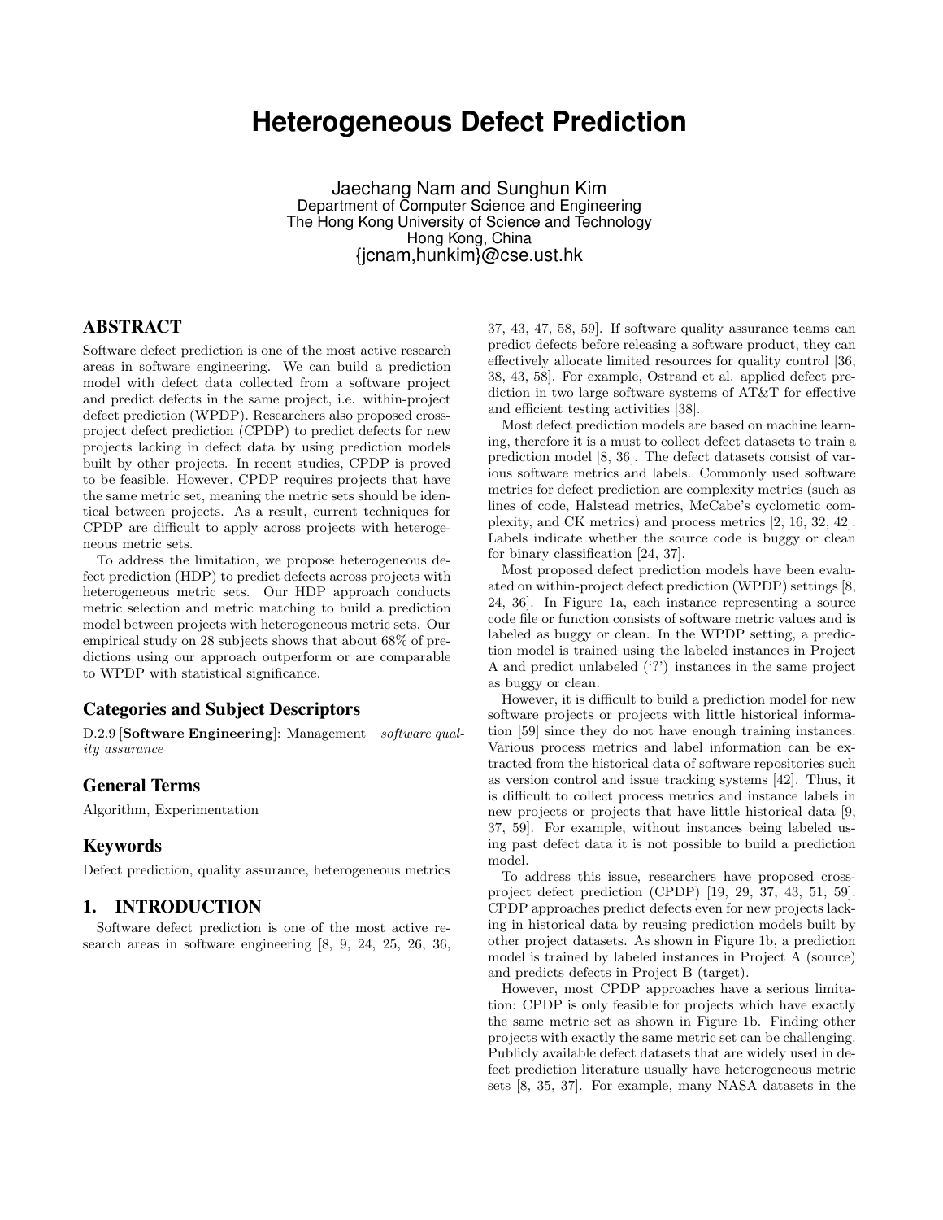# Heterogeneous Defect Prediction

Jaechang Nam and Sunghun Kim
Department of Computer Science and Engineering
The Hong Kong University of Science and Technology
Hong Kong, China
{jcnam,hunkim}@cse.ust.hk

## ABSTRACT

Software defect prediction is one of the most active research areas in software engineering. We can build a prediction model with defect data collected from a software project and predict defects in the same project, i.e. within-project defect prediction (WPDP). Researchers also proposed cross-project defect prediction (CPDP) to predict defects for new projects lacking in defect data by using prediction models built by other projects. In recent studies, CPDP is proved to be feasible. However, CPDP requires projects that have the same metric set, meaning the metric sets should be identical between projects. As a result, current techniques for CPDP are difficult to apply across projects with heterogeneous metric sets.

To address the limitation, we propose heterogeneous defect prediction (HDP) to predict defects across projects with heterogeneous metric sets. Our HDP approach conducts metric selection and metric matching to build a prediction model between projects with heterogeneous metric sets. Our empirical study on 28 subjects shows that about 68% of predictions using our approach outperform or are comparable to WPDP with statistical significance.

## Categories and Subject Descriptors

D.2.9 [**Software Engineering**]: Management—*software quality assurance*

## General Terms

Algorithm, Experimentation

## Keywords

Defect prediction, quality assurance, heterogeneous metrics

## 1. INTRODUCTION

Software defect prediction is one of the most active research areas in software engineering [8, 9, 24, 25, 26, 36, 37, 43, 47, 58, 59]. If software quality assurance teams can predict defects before releasing a software product, they can effectively allocate limited resources for quality control [36, 38, 43, 58]. For example, Ostrand et al. applied defect prediction in two large software systems of AT&T for effective and efficient testing activities [38].

Most defect prediction models are based on machine learning, therefore it is a must to collect defect datasets to train a prediction model [8, 36]. The defect datasets consist of various software metrics and labels. Commonly used software metrics for defect prediction are complexity metrics (such as lines of code, Halstead metrics, McCabe's cyclometic complexity, and CK metrics) and process metrics [2, 16, 32, 42]. Labels indicate whether the source code is buggy or clean for binary classification [24, 37].

Most proposed defect prediction models have been evaluated on within-project defect prediction (WPDP) settings [8, 24, 36]. In Figure 1a, each instance representing a source code file or function consists of software metric values and is labeled as buggy or clean. In the WPDP setting, a prediction model is trained using the labeled instances in Project A and predict unlabeled ('?') instances in the same project as buggy or clean.

However, it is difficult to build a prediction model for new software projects or projects with little historical information [59] since they do not have enough training instances. Various process metrics and label information can be extracted from the historical data of software repositories such as version control and issue tracking systems [42]. Thus, it is difficult to collect process metrics and instance labels in new projects or projects that have little historical data [9, 37, 59]. For example, without instances being labeled using past defect data it is not possible to build a prediction model.

To address this issue, researchers have proposed cross-project defect prediction (CPDP) [19, 29, 37, 43, 51, 59]. CPDP approaches predict defects even for new projects lacking in historical data by reusing prediction models built by other project datasets. As shown in Figure 1b, a prediction model is trained by labeled instances in Project A (source) and predicts defects in Project B (target).

However, most CPDP approaches have a serious limitation: CPDP is only feasible for projects which have exactly the same metric set as shown in Figure 1b. Finding other projects with exactly the same metric set can be challenging. Publicly available defect datasets that are widely used in defect prediction literature usually have heterogeneous metric sets [8, 35, 37]. For example, many NASA datasets in the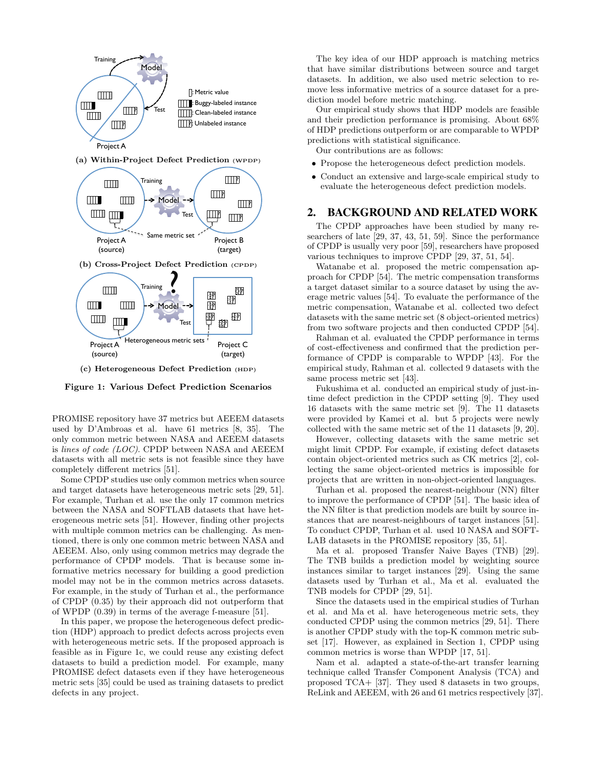(a) **Within-Project Defect Prediction** (WPDP)

(b) **Cross-Project Defect Prediction** (CPDP)

(c) **Heterogeneous Defect Prediction** (HDP)

**Figure 1: Various Defect Prediction Scenarios**

PROMISE repository have 37 metrics but AEEEM datasets used by D'Ambroas et al. have 61 metrics [8, 35]. The only common metric between NASA and AEEEM datasets is *lines of code (LOC)*. CPDP between NASA and AEEEM datasets with all metric sets is not feasible since they have completely different metrics [51].

Some CPDP studies use only common metrics when source and target datasets have heterogeneous metric sets [29, 51]. For example, Turhan et al. use the only 17 common metrics between the NASA and SOFTLAB datasets that have heterogeneous metric sets [51]. However, finding other projects with multiple common metrics can be challenging. As mentioned, there is only one common metric between NASA and AEEEM. Also, only using common metrics may degrade the performance of CPDP models. That is because some informative metrics necessary for building a good prediction model may not be in the common metrics across datasets. For example, in the study of Turhan et al., the performance of CPDP (0.35) by their approach did not outperform that of WPDP (0.39) in terms of the average f-measure [51].

In this paper, we propose the heterogeneous defect prediction (HDP) approach to predict defects across projects even with heterogeneous metric sets. If the proposed approach is feasible as in Figure 1c, we could reuse any existing defect datasets to build a prediction model. For example, many PROMISE defect datasets even if they have heterogeneous metric sets [35] could be used as training datasets to predict defects in any project.

The key idea of our HDP approach is matching metrics that have similar distributions between source and target datasets. In addition, we also used metric selection to remove less informative metrics of a source dataset for a prediction model before metric matching.

Our empirical study shows that HDP models are feasible and their prediction performance is promising. About 68% of HDP predictions outperform or are comparable to WPDP predictions with statistical significance.

Our contributions are as follows:

- Propose the heterogeneous defect prediction models.
- Conduct an extensive and large-scale empirical study to evaluate the heterogeneous defect prediction models.

## 2. BACKGROUND AND RELATED WORK

The CPDP approaches have been studied by many researchers of late [29, 37, 43, 51, 59]. Since the performance of CPDP is usually very poor [59], researchers have proposed various techniques to improve CPDP [29, 37, 51, 54].

Watanabe et al. proposed the metric compensation approach for CPDP [54]. The metric compensation transforms a target dataset similar to a source dataset by using the average metric values [54]. To evaluate the performance of the metric compensation, Watanabe et al. collected two defect datasets with the same metric set (8 object-oriented metrics) from two software projects and then conducted CPDP [54].

Rahman et al. evaluated the CPDP performance in terms of cost-effectiveness and confirmed that the prediction performance of CPDP is comparable to WPDP [43]. For the empirical study, Rahman et al. collected 9 datasets with the same process metric set [43].

Fukushima et al. conducted an empirical study of just-in-time defect prediction in the CPDP setting [9]. They used 16 datasets with the same metric set [9]. The 11 datasets were provided by Kamei et al. but 5 projects were newly collected with the same metric set of the 11 datasets [9, 20].

However, collecting datasets with the same metric set might limit CPDP. For example, if existing defect datasets contain object-oriented metrics such as CK metrics [2], collecting the same object-oriented metrics is impossible for projects that are written in non-object-oriented languages.

Turhan et al. proposed the nearest-neighbour (NN) filter to improve the performance of CPDP [51]. The basic idea of the NN filter is that prediction models are built by source instances that are nearest-neighbours of target instances [51]. To conduct CPDP, Turhan et al. used 10 NASA and SOFTLAB datasets in the PROMISE repository [35, 51].

Ma et al. proposed Transfer Naive Bayes (TNB) [29]. The TNB builds a prediction model by weighting source instances similar to target instances [29]. Using the same datasets used by Turhan et al., Ma et al. evaluated the TNB models for CPDP [29, 51].

Since the datasets used in the empirical studies of Turhan et al. and Ma et al. have heterogeneous metric sets, they conducted CPDP using the common metrics [29, 51]. There is another CPDP study with the top-K common metric subset [17]. However, as explained in Section 1, CPDP using common metrics is worse than WPDP [17, 51].

Nam et al. adapted a state-of-the-art transfer learning technique called Transfer Component Analysis (TCA) and proposed TCA+ [37]. They used 8 datasets in two groups, ReLink and AEEEM, with 26 and 61 metrics respectively [37].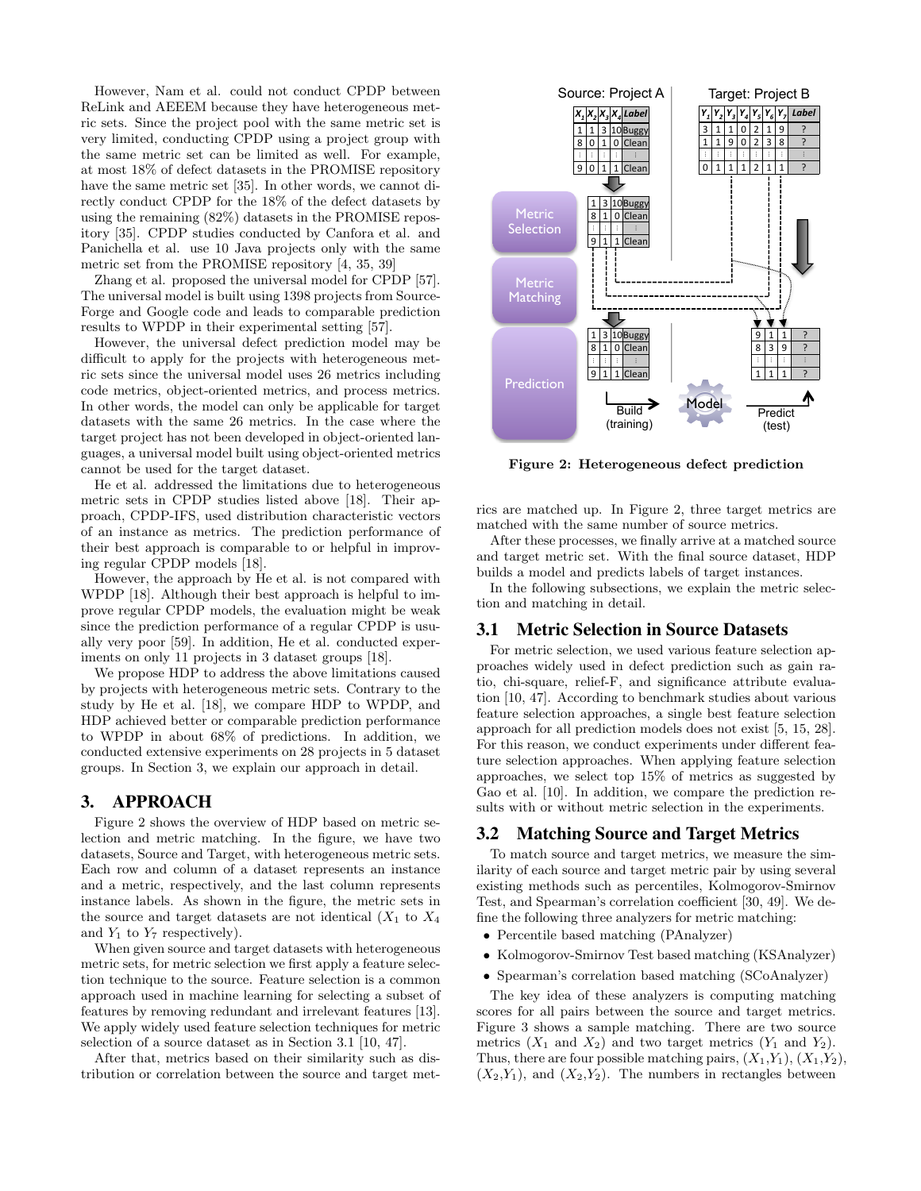However, Nam et al. could not conduct CPDP between ReLink and AEEEM because they have heterogeneous metric sets. Since the project pool with the same metric set is very limited, conducting CPDP using a project group with the same metric set can be limited as well. For example, at most 18% of defect datasets in the PROMISE repository have the same metric set [35]. In other words, we cannot directly conduct CPDP for the 18% of the defect datasets by using the remaining (82%) datasets in the PROMISE repository [35]. CPDP studies conducted by Canfora et al. and Panichella et al. use 10 Java projects only with the same metric set from the PROMISE repository [4, 35, 39]

Zhang et al. proposed the universal model for CPDP [57]. The universal model is built using 1398 projects from SourceForge and Google code and leads to comparable prediction results to WPDP in their experimental setting [57].

However, the universal defect prediction model may be difficult to apply for the projects with heterogeneous metric sets since the universal model uses 26 metrics including code metrics, object-oriented metrics, and process metrics. In other words, the model can only be applicable for target datasets with the same 26 metrics. In the case where the target project has not been developed in object-oriented languages, a universal model built using object-oriented metrics cannot be used for the target dataset.

He et al. addressed the limitations due to heterogeneous metric sets in CPDP studies listed above [18]. Their approach, CPDP-IFS, used distribution characteristic vectors of an instance as metrics. The prediction performance of their best approach is comparable to or helpful in improving regular CPDP models [18].

However, the approach by He et al. is not compared with WPDP [18]. Although their best approach is helpful to improve regular CPDP models, the evaluation might be weak since the prediction performance of a regular CPDP is usually very poor [59]. In addition, He et al. conducted experiments on only 11 projects in 3 dataset groups [18].

We propose HDP to address the above limitations caused by projects with heterogeneous metric sets. Contrary to the study by He et al. [18], we compare HDP to WPDP, and HDP achieved better or comparable prediction performance to WPDP in about 68% of predictions. In addition, we conducted extensive experiments on 28 projects in 5 dataset groups. In Section 3, we explain our approach in detail.

## 3. APPROACH

Figure 2 shows the overview of HDP based on metric selection and metric matching. In the figure, we have two datasets, Source and Target, with heterogeneous metric sets. Each row and column of a dataset represents an instance and a metric, respectively, and the last column represents instance labels. As shown in the figure, the metric sets in the source and target datasets are not identical ($X_1$ to $X_4$ and $Y_1$ to $Y_7$ respectively).

When given source and target datasets with heterogeneous metric sets, for metric selection we first apply a feature selection technique to the source. Feature selection is a common approach used in machine learning for selecting a subset of features by removing redundant and irrelevant features [13]. We apply widely used feature selection techniques for metric selection of a source dataset as in Section 3.1 [10, 47].

After that, metrics based on their similarity such as distribution or correlation between the source and target metrics are matched up. In Figure 2, three target metrics are matched with the same number of source metrics.

**Figure 2: Heterogeneous defect prediction**

After these processes, we finally arrive at a matched source and target metric set. With the final source dataset, HDP builds a model and predicts labels of target instances.

In the following subsections, we explain the metric selection and matching in detail.

### 3.1 Metric Selection in Source Datasets

For metric selection, we used various feature selection approaches widely used in defect prediction such as gain ratio, chi-square, relief-F, and significance attribute evaluation [10, 47]. According to benchmark studies about various feature selection approaches, a single best feature selection approach for all prediction models does not exist [5, 15, 28]. For this reason, we conduct experiments under different feature selection approaches. When applying feature selection approaches, we select top 15% of metrics as suggested by Gao et al. [10]. In addition, we compare the prediction results with or without metric selection in the experiments.

### 3.2 Matching Source and Target Metrics

To match source and target metrics, we measure the similarity of each source and target metric pair by using several existing methods such as percentiles, Kolmogorov-Smirnov Test, and Spearman's correlation coefficient [30, 49]. We define the following three analyzers for metric matching:

- Percentile based matching (PAnalyzer)
- Kolmogorov-Smirnov Test based matching (KSAnalyzer)
- Spearman's correlation based matching (SCoAnalyzer)

The key idea of these analyzers is computing matching scores for all pairs between the source and target metrics. Figure 3 shows a sample matching. There are two source metrics ($X_1$ and $X_2$) and two target metrics ($Y_1$ and $Y_2$). Thus, there are four possible matching pairs, ($X_1$,$Y_1$), ($X_1$,$Y_2$), ($X_2$,$Y_1$), and ($X_2$,$Y_2$). The numbers in rectangles between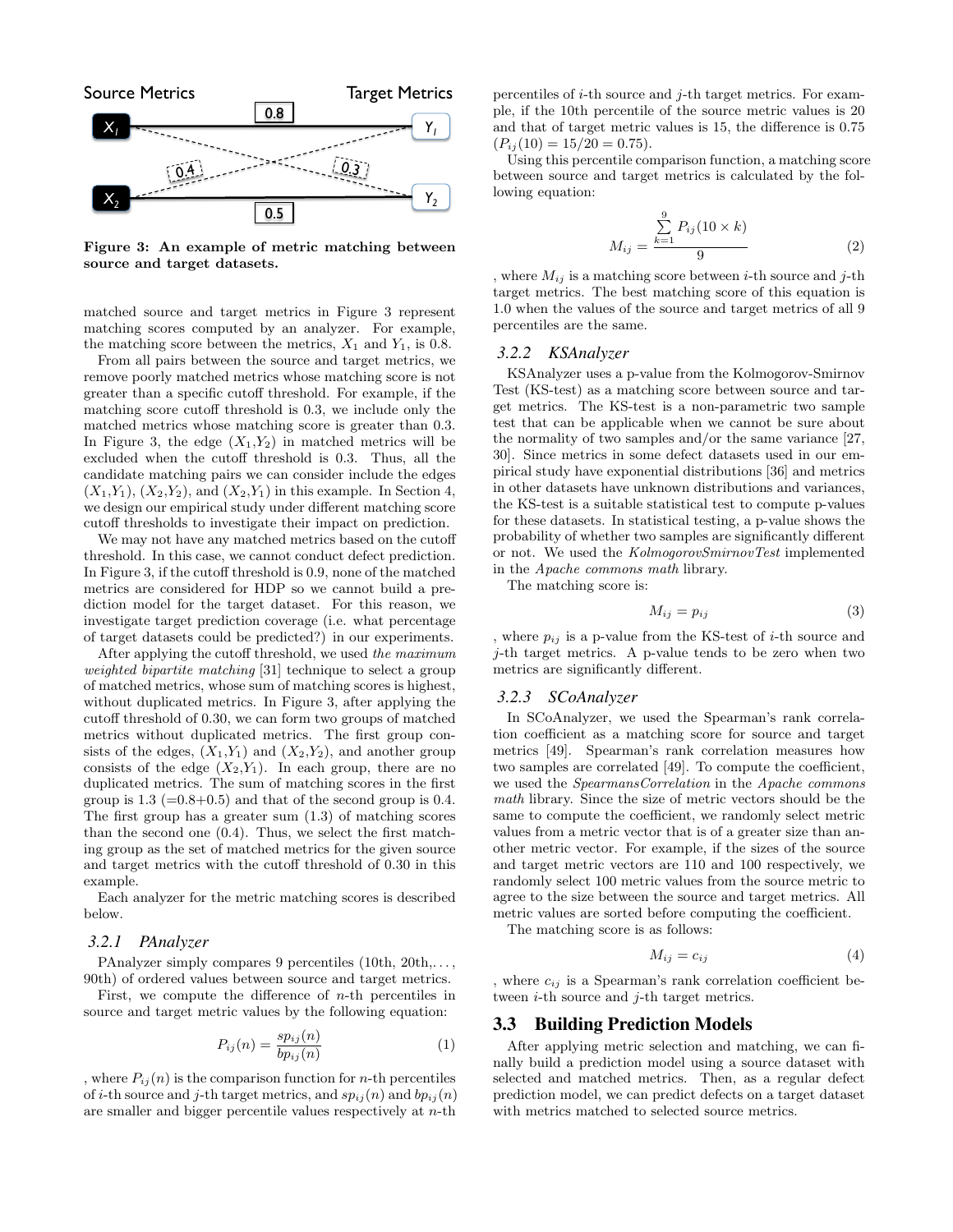Source Metrics Target Metrics

$X_1$ — 0.8 — $Y_1$

$X_2$ — 0.5 — $Y_2$

0.4 0.3

**Figure 3: An example of metric matching between source and target datasets.**

matched source and target metrics in Figure 3 represent matching scores computed by an analyzer. For example, the matching score between the metrics, $X_1$ and $Y_1$, is 0.8.

From all pairs between the source and target metrics, we remove poorly matched metrics whose matching score is not greater than a specific cutoff threshold. For example, if the matching score cutoff threshold is 0.3, we include only the matched metrics whose matching score is greater than 0.3. In Figure 3, the edge ($X_1$,$Y_2$) in matched metrics will be excluded when the cutoff threshold is 0.3. Thus, all the candidate matching pairs we can consider include the edges ($X_1$,$Y_1$), ($X_2$,$Y_2$), and ($X_2$,$Y_1$) in this example. In Section 4, we design our empirical study under different matching score cutoff thresholds to investigate their impact on prediction.

We may not have any matched metrics based on the cutoff threshold. In this case, we cannot conduct defect prediction. In Figure 3, if the cutoff threshold is 0.9, none of the matched metrics are considered for HDP so we cannot build a prediction model for the target dataset. For this reason, we investigate target prediction coverage (i.e. what percentage of target datasets could be predicted?) in our experiments.

After applying the cutoff threshold, we used *the maximum weighted bipartite matching* [31] technique to select a group of matched metrics, whose sum of matching scores is highest, without duplicated metrics. In Figure 3, after applying the cutoff threshold of 0.30, we can form two groups of matched metrics without duplicated metrics. The first group consists of the edges, ($X_1$,$Y_1$) and ($X_2$,$Y_2$), and another group consists of the edge ($X_2$,$Y_1$). In each group, there are no duplicated metrics. The sum of matching scores in the first group is 1.3 (=0.8+0.5) and that of the second group is 0.4. The first group has a greater sum (1.3) of matching scores than the second one (0.4). Thus, we select the first matching group as the set of matched metrics for the given source and target metrics with the cutoff threshold of 0.30 in this example.

Each analyzer for the metric matching scores is described below.

### 3.2.1 PAnalyzer

PAnalyzer simply compares 9 percentiles (10th, 20th,..., 90th) of ordered values between source and target metrics.

First, we compute the difference of $n$-th percentiles in source and target metric values by the following equation:

$$P_{ij}(n) = \frac{sp_{ij}(n)}{bp_{ij}(n)} \tag{1}$$

, where $P_{ij}(n)$ is the comparison function for $n$-th percentiles of $i$-th source and $j$-th target metrics, and $sp_{ij}(n)$ and $bp_{ij}(n)$ are smaller and bigger percentile values respectively at $n$-th percentiles of $i$-th source and $j$-th target metrics. For example, if the 10th percentile of the source metric values is 20 and that of target metric values is 15, the difference is 0.75 ($P_{ij}(10) = 15/20 = 0.75$).

Using this percentile comparison function, a matching score between source and target metrics is calculated by the following equation:

$$M_{ij} = \frac{\sum_{k=1}^{9} P_{ij}(10 \times k)}{9} \tag{2}$$

, where $M_{ij}$ is a matching score between $i$-th source and $j$-th target metrics. The best matching score of this equation is 1.0 when the values of the source and target metrics of all 9 percentiles are the same.

### 3.2.2 KSAnalyzer

KSAnalyzer uses a p-value from the Kolmogorov-Smirnov Test (KS-test) as a matching score between source and target metrics. The KS-test is a non-parametric two sample test that can be applicable when we cannot be sure about the normality of two samples and/or the same variance [27, 30]. Since metrics in some defect datasets used in our empirical study have exponential distributions [36] and metrics in other datasets have unknown distributions and variances, the KS-test is a suitable statistical test to compute p-values for these datasets. In statistical testing, a p-value shows the probability of whether two samples are significantly different or not. We used the *KolmogorovSmirnovTest* implemented in the *Apache commons math* library.

The matching score is:

$$M_{ij} = p_{ij} \tag{3}$$

, where $p_{ij}$ is a p-value from the KS-test of $i$-th source and $j$-th target metrics. A p-value tends to be zero when two metrics are significantly different.

### 3.2.3 SCoAnalyzer

In SCoAnalyzer, we used the Spearman's rank correlation coefficient as a matching score for source and target metrics [49]. Spearman's rank correlation measures how two samples are correlated [49]. To compute the coefficient, we used the *SpearmansCorrelation* in the *Apache commons math* library. Since the size of metric vectors should be the same to compute the coefficient, we randomly select metric values from a metric vector that is of a greater size than another metric vector. For example, if the sizes of the source and target metric vectors are 110 and 100 respectively, we randomly select 100 metric values from the source metric to agree to the size between the source and target metrics. All metric values are sorted before computing the coefficient.

The matching score is as follows:

$$M_{ij} = c_{ij} \tag{4}$$

, where $c_{ij}$ is a Spearman's rank correlation coefficient between $i$-th source and $j$-th target metrics.

## 3.3 Building Prediction Models

After applying metric selection and matching, we can finally build a prediction model using a source dataset with selected and matched metrics. Then, as a regular defect prediction model, we can predict defects on a target dataset with metrics matched to selected source metrics.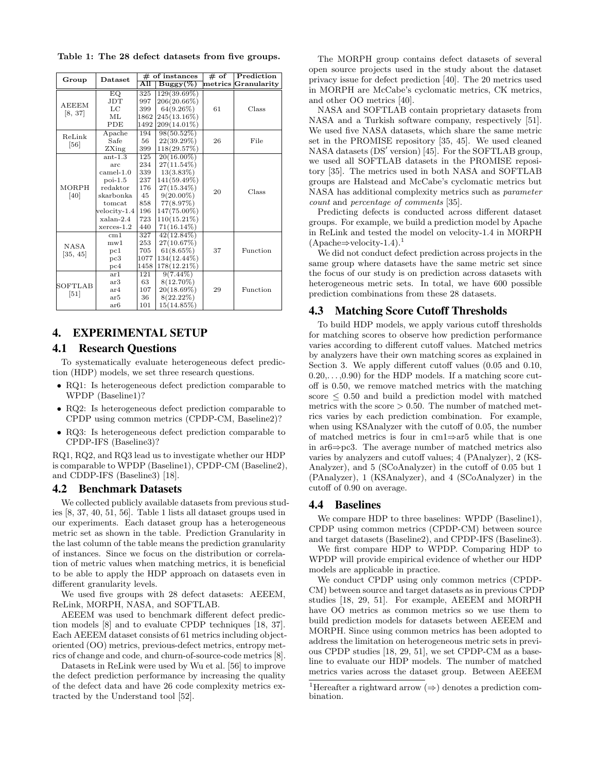Table 1: The 28 defect datasets from five groups.

| Group | Dataset | # of instances | | # of metrics | Prediction Granularity |
|---|---|---|---|---|---|
| | | All | Buggy(%) | | |
| AEEEM [8, 37] | EQ | 325 | 129(39.69%) | 61 | Class |
| | JDT | 997 | 206(20.66%) | | |
| | LC | 399 | 64(9.26%) | | |
| | ML | 1862 | 245(13.16%) | | |
| | PDE | 1492 | 209(14.01%) | | |
| ReLink [56] | Apache | 194 | 98(50.52%) | 26 | File |
| | Safe | 56 | 22(39.29%) | | |
| | ZXing | 399 | 118(29.57%) | | |
| MORPH [40] | ant-1.3 | 125 | 20(16.00%) | 20 | Class |
| | arc | 234 | 27(11.54%) | | |
| | camel-1.0 | 339 | 13(3.83%) | | |
| | poi-1.5 | 237 | 141(59.49%) | | |
| | redaktor | 176 | 27(15.34%) | | |
| | skarbonka | 45 | 9(20.00%) | | |
| | tomcat | 858 | 77(8.97%) | | |
| | velocity-1.4 | 196 | 147(75.00%) | | |
| | xalan-2.4 | 723 | 110(15.21%) | | |
| | xerces-1.2 | 440 | 71(16.14%) | | |
| NASA [35, 45] | cm1 | 327 | 42(12.84%) | 37 | Function |
| | mw1 | 253 | 27(10.67%) | | |
| | pc1 | 705 | 61(8.65%) | | |
| | pc3 | 1077 | 134(12.44%) | | |
| | pc4 | 1458 | 178(12.21%) | | |
| SOFTLAB [51] | ar1 | 121 | 9(7.44%) | 29 | Function |
| | ar3 | 63 | 8(12.70%) | | |
| | ar4 | 107 | 20(18.69%) | | |
| | ar5 | 36 | 8(22.22%) | | |
| | ar6 | 101 | 15(14.85%) | | |

# 4. EXPERIMENTAL SETUP

## 4.1 Research Questions

To systematically evaluate heterogeneous defect prediction (HDP) models, we set three research questions.

- RQ1: Is heterogeneous defect prediction comparable to WPDP (Baseline1)?
- RQ2: Is heterogeneous defect prediction comparable to CPDP using common metrics (CPDP-CM, Baseline2)?
- RQ3: Is heterogeneous defect prediction comparable to CPDP-IFS (Baseline3)?

RQ1, RQ2, and RQ3 lead us to investigate whether our HDP is comparable to WPDP (Baseline1), CPDP-CM (Baseline2), and CDDP-IFS (Baseline3) [18].

## 4.2 Benchmark Datasets

We collected publicly available datasets from previous studies [8, 37, 40, 51, 56]. Table 1 lists all dataset groups used in our experiments. Each dataset group has a heterogeneous metric set as shown in the table. Prediction Granularity in the last column of the table means the prediction granularity of instances. Since we focus on the distribution or correlation of metric values when matching metrics, it is beneficial to be able to apply the HDP approach on datasets even in different granularity levels.

We used five groups with 28 defect datasets: AEEEM, ReLink, MORPH, NASA, and SOFTLAB.

AEEEM was used to benchmark different defect prediction models [8] and to evaluate CPDP techniques [18, 37]. Each AEEEM dataset consists of 61 metrics including object-oriented (OO) metrics, previous-defect metrics, entropy metrics of change and code, and churn-of-source-code metrics [8].

Datasets in ReLink were used by Wu et al. [56] to improve the defect prediction performance by increasing the quality of the defect data and have 26 code complexity metrics extracted by the Understand tool [52].

The MORPH group contains defect datasets of several open source projects used in the study about the dataset privacy issue for defect prediction [40]. The 20 metrics used in MORPH are McCabe's cyclomatic metrics, CK metrics, and other OO metrics [40].

NASA and SOFTLAB contain proprietary datasets from NASA and a Turkish software company, respectively [51]. We used five NASA datasets, which share the same metric set in the PROMISE repository [35, 45]. We used cleaned NASA datasets (DS′ version) [45]. For the SOFTLAB group, we used all SOFTLAB datasets in the PROMISE repository [35]. The metrics used in both NASA and SOFTLAB groups are Halstead and McCabe's cyclomatic metrics but NASA has additional complexity metrics such as *parameter count* and *percentage of comments* [35].

Predicting defects is conducted across different dataset groups. For example, we build a prediction model by Apache in ReLink and tested the model on velocity-1.4 in MORPH (Apache⇒velocity-1.4).[1]

We did not conduct defect prediction across projects in the same group where datasets have the same metric set since the focus of our study is on prediction across datasets with heterogeneous metric sets. In total, we have 600 possible prediction combinations from these 28 datasets.

## 4.3 Matching Score Cutoff Thresholds

To build HDP models, we apply various cutoff thresholds for matching scores to observe how prediction performance varies according to different cutoff values. Matched metrics by analyzers have their own matching scores as explained in Section 3. We apply different cutoff values (0.05 and 0.10, 0.20,. . . ,0.90) for the HDP models. If a matching score cutoff is 0.50, we remove matched metrics with the matching score $\leq$ 0.50 and build a prediction model with matched metrics with the score $>$ 0.50. The number of matched metrics varies by each prediction combination. For example, when using KSAnalyzer with the cutoff of 0.05, the number of matched metrics is four in cm1⇒ar5 while that is one in ar6⇒pc3. The average number of matched metrics also varies by analyzers and cutoff values; 4 (PAnalyzer), 2 (KSAnalyzer), and 5 (SCoAnalyzer) in the cutoff of 0.05 but 1 (PAnalyzer), 1 (KSAnalyzer), and 4 (SCoAnalyzer) in the cutoff of 0.90 on average.

## 4.4 Baselines

We compare HDP to three baselines: WPDP (Baseline1), CPDP using common metrics (CPDP-CM) between source and target datasets (Baseline2), and CPDP-IFS (Baseline3).

We first compare HDP to WPDP. Comparing HDP to WPDP will provide empirical evidence of whether our HDP models are applicable in practice.

We conduct CPDP using only common metrics (CPDP-CM) between source and target datasets as in previous CPDP studies [18, 29, 51]. For example, AEEEM and MORPH have OO metrics as common metrics so we use them to build prediction models for datasets between AEEEM and MORPH. Since using common metrics has been adopted to address the limitation on heterogeneous metric sets in previous CPDP studies [18, 29, 51], we set CPDP-CM as a baseline to evaluate our HDP models. The number of matched metrics varies across the dataset group. Between AEEEM

[1]Hereafter a rightward arrow (⇒) denotes a prediction combination.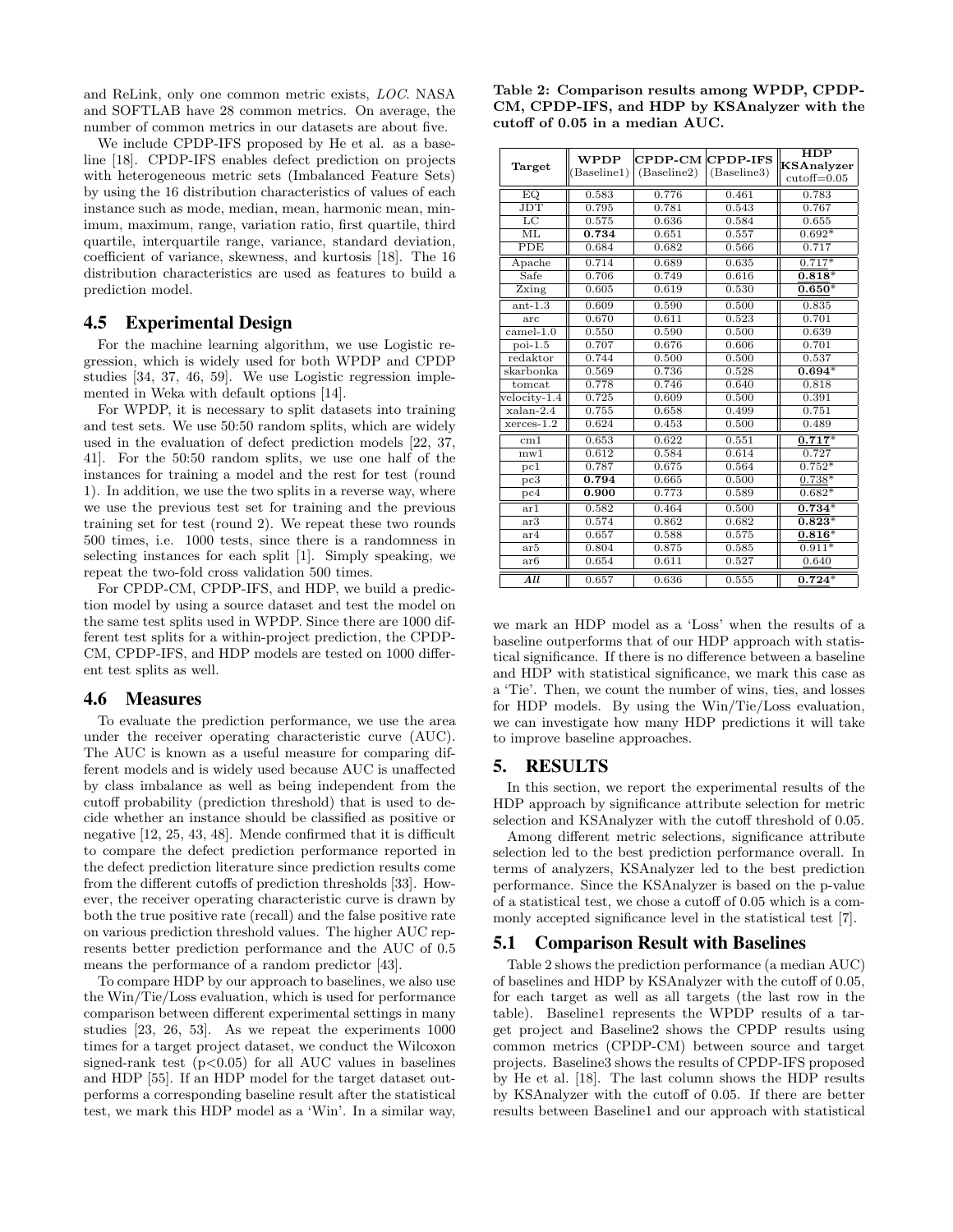and ReLink, only one common metric exists, *LOC*. NASA and SOFTLAB have 28 common metrics. On average, the number of common metrics in our datasets are about five.

We include CPDP-IFS proposed by He et al. as a baseline [18]. CPDP-IFS enables defect prediction on projects with heterogeneous metric sets (Imbalanced Feature Sets) by using the 16 distribution characteristics of values of each instance such as mode, median, mean, harmonic mean, minimum, maximum, range, variation ratio, first quartile, third quartile, interquartile range, variance, standard deviation, coefficient of variance, skewness, and kurtosis [18]. The 16 distribution characteristics are used as features to build a prediction model.

## 4.5 Experimental Design

For the machine learning algorithm, we use Logistic regression, which is widely used for both WPDP and CPDP studies [34, 37, 46, 59]. We use Logistic regression implemented in Weka with default options [14].

For WPDP, it is necessary to split datasets into training and test sets. We use 50:50 random splits, which are widely used in the evaluation of defect prediction models [22, 37, 41]. For the 50:50 random splits, we use one half of the instances for training a model and the rest for test (round 1). In addition, we use the two splits in a reverse way, where we use the previous test set for training and the previous training set for test (round 2). We repeat these two rounds 500 times, i.e. 1000 tests, since there is a randomness in selecting instances for each split [1]. Simply speaking, we repeat the two-fold cross validation 500 times.

For CPDP-CM, CPDP-IFS, and HDP, we build a prediction model by using a source dataset and test the model on the same test splits used in WPDP. Since there are 1000 different test splits for a within-project prediction, the CPDP-CM, CPDP-IFS, and HDP models are tested on 1000 different test splits as well.

## 4.6 Measures

To evaluate the prediction performance, we use the area under the receiver operating characteristic curve (AUC). The AUC is known as a useful measure for comparing different models and is widely used because AUC is unaffected by class imbalance as well as being independent from the cutoff probability (prediction threshold) that is used to decide whether an instance should be classified as positive or negative [12, 25, 43, 48]. Mende confirmed that it is difficult to compare the defect prediction performance reported in the defect prediction literature since prediction results come from the different cutoffs of prediction thresholds [33]. However, the receiver operating characteristic curve is drawn by both the true positive rate (recall) and the false positive rate on various prediction threshold values. The higher AUC represents better prediction performance and the AUC of 0.5 means the performance of a random predictor [43].

To compare HDP by our approach to baselines, we also use the Win/Tie/Loss evaluation, which is used for performance comparison between different experimental settings in many studies [23, 26, 53]. As we repeat the experiments 1000 times for a target project dataset, we conduct the Wilcoxon signed-rank test ($p<0.05$) for all AUC values in baselines and HDP [55]. If an HDP model for the target dataset outperforms a corresponding baseline result after the statistical test, we mark this HDP model as a 'Win'. In a similar way, we mark an HDP model as a 'Loss' when the results of a baseline outperforms that of our HDP approach with statistical significance. If there is no difference between a baseline and HDP with statistical significance, we mark this case as a 'Tie'. Then, we count the number of wins, ties, and losses for HDP models. By using the Win/Tie/Loss evaluation, we can investigate how many HDP predictions it will take to improve baseline approaches.

**Table 2: Comparison results among WPDP, CPDP-CM, CPDP-IFS, and HDP by KSAnalyzer with the cutoff of 0.05 in a median AUC.**

| Target | WPDP (Baseline1) | CPDP-CM (Baseline2) | CPDP-IFS (Baseline3) | HDP KSAnalyzer cutoff=0.05 |
|---|---|---|---|---|
| EQ | 0.583 | 0.776 | 0.461 | 0.783 |
| JDT | 0.795 | 0.781 | 0.543 | 0.767 |
| LC | 0.575 | 0.636 | 0.584 | 0.655 |
| ML | **0.734** | 0.651 | 0.557 | 0.692* |
| PDE | 0.684 | 0.682 | 0.566 | 0.717 |
| Apache | 0.714 | 0.689 | 0.635 | 0.717* |
| Safe | 0.706 | 0.749 | 0.616 | **0.818*** |
| Zxing | 0.605 | 0.619 | 0.530 | **0.650*** |
| ant-1.3 | 0.609 | 0.590 | 0.500 | 0.835 |
| arc | 0.670 | 0.611 | 0.523 | 0.701 |
| camel-1.0 | 0.550 | 0.590 | 0.500 | 0.639 |
| poi-1.5 | 0.707 | 0.676 | 0.606 | 0.701 |
| redaktor | 0.744 | 0.500 | 0.500 | 0.537 |
| skarbonka | 0.569 | 0.736 | 0.528 | **0.694*** |
| tomcat | 0.778 | 0.746 | 0.640 | 0.818 |
| velocity-1.4 | 0.725 | 0.609 | 0.500 | 0.391 |
| xalan-2.4 | 0.755 | 0.658 | 0.499 | 0.751 |
| xerces-1.2 | 0.624 | 0.453 | 0.500 | 0.489 |
| cm1 | 0.653 | 0.622 | 0.551 | **0.717*** |
| mw1 | 0.612 | 0.584 | 0.614 | 0.727 |
| pc1 | 0.787 | 0.675 | 0.564 | 0.752* |
| pc3 | **0.794** | 0.665 | 0.500 | 0.738* |
| pc4 | **0.900** | 0.773 | 0.589 | 0.682* |
| ar1 | 0.582 | 0.464 | 0.500 | **0.734*** |
| ar3 | 0.574 | 0.862 | 0.682 | **0.823*** |
| ar4 | 0.657 | 0.588 | 0.575 | **0.816*** |
| ar5 | 0.804 | 0.875 | 0.585 | 0.911* |
| ar6 | 0.654 | 0.611 | 0.527 | 0.640 |
| ***All*** | 0.657 | 0.636 | 0.555 | **0.724*** |

# 5. RESULTS

In this section, we report the experimental results of the HDP approach by significance attribute selection for metric selection and KSAnalyzer with the cutoff threshold of 0.05.

Among different metric selections, significance attribute selection led to the best prediction performance overall. In terms of analyzers, KSAnalyzer led to the best prediction performance. Since the KSAnalyzer is based on the p-value of a statistical test, we chose a cutoff of 0.05 which is a commonly accepted significance level in the statistical test [7].

## 5.1 Comparison Result with Baselines

Table 2 shows the prediction performance (a median AUC) of baselines and HDP by KSAnalyzer with the cutoff of 0.05, for each target as well as all targets (the last row in the table). Baseline1 represents the WPDP results of a target project and Baseline2 shows the CPDP results using common metrics (CPDP-CM) between source and target projects. Baseline3 shows the results of CPDP-IFS proposed by He et al. [18]. The last column shows the HDP results by KSAnalyzer with the cutoff of 0.05. If there are better results between Baseline1 and our approach with statistical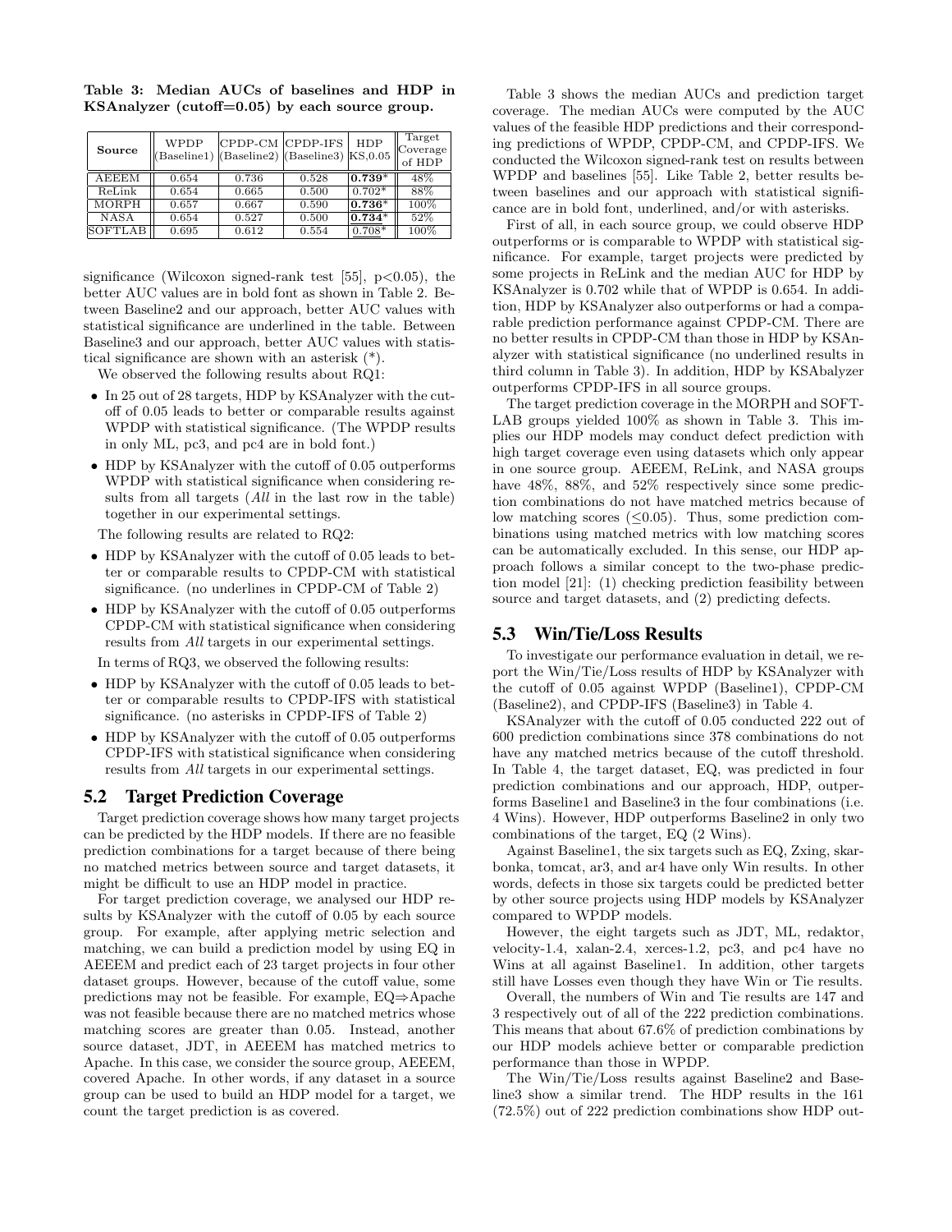**Table 3: Median AUCs of baselines and HDP in KSAnalyzer (cutoff=0.05) by each source group.**

| Source | WPDP (Baseline1) | CPDP-CM (Baseline2) | CPDP-IFS (Baseline3) | HDP KS,0.05 | Target Coverage of HDP |
|---|---|---|---|---|---|
| AEEEM | 0.654 | 0.736 | 0.528 | **0.739*** | 48% |
| ReLink | 0.654 | 0.665 | 0.500 | 0.702* | 88% |
| MORPH | 0.657 | 0.667 | 0.590 | **0.736*** | 100% |
| NASA | 0.654 | 0.527 | 0.500 | **0.734*** | 52% |
| SOFTLAB | 0.695 | 0.612 | 0.554 | 0.708* | 100% |

significance (Wilcoxon signed-rank test [55], p<0.05), the better AUC values are in bold font as shown in Table 2. Between Baseline2 and our approach, better AUC values with statistical significance are underlined in the table. Between Baseline3 and our approach, better AUC values with statistical significance are shown with an asterisk (*).

We observed the following results about RQ1:

- In 25 out of 28 targets, HDP by KSAnalyzer with the cutoff of 0.05 leads to better or comparable results against WPDP with statistical significance. (The WPDP results in only ML, pc3, and pc4 are in bold font.)
- HDP by KSAnalyzer with the cutoff of 0.05 outperforms WPDP with statistical significance when considering results from all targets (*All* in the last row in the table) together in our experimental settings.

The following results are related to RQ2:

- HDP by KSAnalyzer with the cutoff of 0.05 leads to better or comparable results to CPDP-CM with statistical significance. (no underlines in CPDP-CM of Table 2)
- HDP by KSAnalyzer with the cutoff of 0.05 outperforms CPDP-CM with statistical significance when considering results from *All* targets in our experimental settings.

In terms of RQ3, we observed the following results:

- HDP by KSAnalyzer with the cutoff of 0.05 leads to better or comparable results to CPDP-IFS with statistical significance. (no asterisks in CPDP-IFS of Table 2)
- HDP by KSAnalyzer with the cutoff of 0.05 outperforms CPDP-IFS with statistical significance when considering results from *All* targets in our experimental settings.

## 5.2 Target Prediction Coverage

Target prediction coverage shows how many target projects can be predicted by the HDP models. If there are no feasible prediction combinations for a target because of there being no matched metrics between source and target datasets, it might be difficult to use an HDP model in practice.

For target prediction coverage, we analysed our HDP results by KSAnalyzer with the cutoff of 0.05 by each source group. For example, after applying metric selection and matching, we can build a prediction model by using EQ in AEEEM and predict each of 23 target projects in four other dataset groups. However, because of the cutoff value, some predictions may not be feasible. For example, EQ⇒Apache was not feasible because there are no matched metrics whose matching scores are greater than 0.05. Instead, another source dataset, JDT, in AEEEM has matched metrics to Apache. In this case, we consider the source group, AEEEM, covered Apache. In other words, if any dataset in a source group can be used to build an HDP model for a target, we count the target prediction is as covered.

Table 3 shows the median AUCs and prediction target coverage. The median AUCs were computed by the AUC values of the feasible HDP predictions and their corresponding predictions of WPDP, CPDP-CM, and CPDP-IFS. We conducted the Wilcoxon signed-rank test on results between WPDP and baselines [55]. Like Table 2, better results between baselines and our approach with statistical significance are in bold font, underlined, and/or with asterisks.

First of all, in each source group, we could observe HDP outperforms or is comparable to WPDP with statistical significance. For example, target projects were predicted by some projects in ReLink and the median AUC for HDP by KSAnalyzer is 0.702 while that of WPDP is 0.654. In addition, HDP by KSAnalyzer also outperforms or had a comparable prediction performance against CPDP-CM. There are no better results in CPDP-CM than those in HDP by KSAnalyzer with statistical significance (no underlined results in third column in Table 3). In addition, HDP by KSAbalyzer outperforms CPDP-IFS in all source groups.

The target prediction coverage in the MORPH and SOFTLAB groups yielded 100% as shown in Table 3. This implies our HDP models may conduct defect prediction with high target coverage even using datasets which only appear in one source group. AEEEM, ReLink, and NASA groups have 48%, 88%, and 52% respectively since some prediction combinations do not have matched metrics because of low matching scores (≤0.05). Thus, some prediction combinations using matched metrics with low matching scores can be automatically excluded. In this sense, our HDP approach follows a similar concept to the two-phase prediction model [21]: (1) checking prediction feasibility between source and target datasets, and (2) predicting defects.

## 5.3 Win/Tie/Loss Results

To investigate our performance evaluation in detail, we report the Win/Tie/Loss results of HDP by KSAnalyzer with the cutoff of 0.05 against WPDP (Baseline1), CPDP-CM (Baseline2), and CPDP-IFS (Baseline3) in Table 4.

KSAnalyzer with the cutoff of 0.05 conducted 222 out of 600 prediction combinations since 378 combinations do not have any matched metrics because of the cutoff threshold. In Table 4, the target dataset, EQ, was predicted in four prediction combinations and our approach, HDP, outperforms Baseline1 and Baseline3 in the four combinations (i.e. 4 Wins). However, HDP outperforms Baseline2 in only two combinations of the target, EQ (2 Wins).

Against Baseline1, the six targets such as EQ, Zxing, skarbonka, tomcat, ar3, and ar4 have only Win results. In other words, defects in those six targets could be predicted better by other source projects using HDP models by KSAnalyzer compared to WPDP models.

However, the eight targets such as JDT, ML, redaktor, velocity-1.4, xalan-2.4, xerces-1.2, pc3, and pc4 have no Wins at all against Baseline1. In addition, other targets still have Losses even though they have Win or Tie results.

Overall, the numbers of Win and Tie results are 147 and 3 respectively out of all of the 222 prediction combinations. This means that about 67.6% of prediction combinations by our HDP models achieve better or comparable prediction performance than those in WPDP.

The Win/Tie/Loss results against Baseline2 and Baseline3 show a similar trend. The HDP results in the 161 (72.5%) out of 222 prediction combinations show HDP out-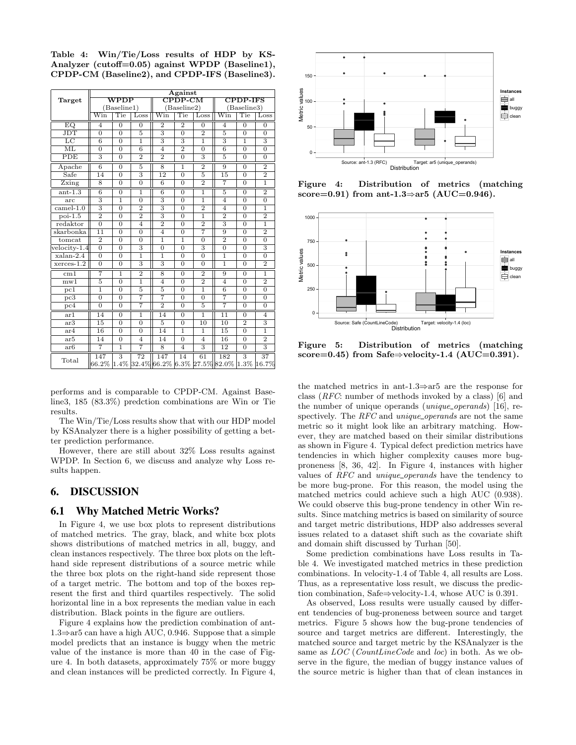**Table 4: Win/Tie/Loss results of HDP by KSAnalyzer (cutoff=0.05) against WPDP (Baseline1), CPDP-CM (Baseline2), and CPDP-IFS (Baseline3).**

| Target | Against | | | | | | | | |
|---|---|---|---|---|---|---|---|---|---|
| | WPDP (Baseline1) | | | CPDP-CM (Baseline2) | | | CPDP-IFS (Baseline3) | | |
| | Win | Tie | Loss | Win | Tie | Loss | Win | Tie | Loss |
| EQ | 4 | 0 | 0 | 2 | 2 | 0 | 4 | 0 | 0 |
| JDT | 0 | 0 | 5 | 3 | 0 | 2 | 5 | 0 | 0 |
| LC | 6 | 0 | 1 | 3 | 3 | 1 | 3 | 1 | 3 |
| ML | 0 | 0 | 6 | 4 | 2 | 0 | 6 | 0 | 0 |
| PDE | 3 | 0 | 2 | 2 | 0 | 3 | 5 | 0 | 0 |
| Apache | 6 | 0 | 5 | 8 | 1 | 2 | 9 | 0 | 2 |
| Safe | 14 | 0 | 3 | 12 | 0 | 5 | 15 | 0 | 2 |
| Zxing | 8 | 0 | 0 | 6 | 0 | 2 | 7 | 0 | 1 |
| ant-1.3 | 6 | 0 | 1 | 6 | 0 | 1 | 5 | 0 | 2 |
| arc | 3 | 1 | 0 | 3 | 0 | 1 | 4 | 0 | 0 |
| camel-1.0 | 3 | 0 | 2 | 3 | 0 | 2 | 4 | 0 | 1 |
| poi-1.5 | 2 | 0 | 2 | 3 | 0 | 1 | 2 | 0 | 2 |
| redaktor | 0 | 0 | 4 | 2 | 0 | 2 | 3 | 0 | 1 |
| skarbonka | 11 | 0 | 0 | 4 | 0 | 7 | 9 | 0 | 2 |
| tomcat | 2 | 0 | 0 | 1 | 1 | 0 | 2 | 0 | 0 |
| velocity-1.4 | 0 | 0 | 3 | 0 | 0 | 3 | 0 | 0 | 3 |
| xalan-2.4 | 0 | 0 | 1 | 1 | 0 | 0 | 1 | 0 | 0 |
| xerces-1.2 | 0 | 0 | 3 | 3 | 0 | 0 | 1 | 0 | 2 |
| cm1 | 7 | 1 | 2 | 8 | 0 | 2 | 9 | 0 | 1 |
| mw1 | 5 | 0 | 1 | 4 | 0 | 2 | 4 | 0 | 2 |
| pc1 | 1 | 0 | 5 | 5 | 0 | 1 | 6 | 0 | 0 |
| pc3 | 0 | 0 | 7 | 7 | 0 | 0 | 7 | 0 | 0 |
| pc4 | 0 | 0 | 7 | 2 | 0 | 5 | 7 | 0 | 0 |
| ar1 | 14 | 0 | 1 | 14 | 0 | 1 | 11 | 0 | 4 |
| ar3 | 15 | 0 | 0 | 5 | 0 | 10 | 10 | 2 | 3 |
| ar4 | 16 | 0 | 0 | 14 | 1 | 1 | 15 | 0 | 1 |
| ar5 | 14 | 0 | 4 | 14 | 0 | 4 | 16 | 0 | 2 |
| ar6 | 7 | 1 | 7 | 8 | 4 | 3 | 12 | 0 | 3 |
| Total | 147<br>66.2% | 3<br>1.4% | 72<br>32.4% | 147<br>66.2% | 14<br>6.3% | 61<br>27.5% | 182<br>82.0% | 3<br>1.3% | 37<br>16.7% |

performs and is comparable to CPDP-CM. Against Baseline3, 185 (83.3%) predction combinations are Win or Tie results.

The Win/Tie/Loss results show that with our HDP model by KSAnalyzer there is a higher possibility of getting a better prediction performance.

However, there are still about 32% Loss results against WPDP. In Section 6, we discuss and analyze why Loss results happen.

## 6. DISCUSSION

### 6.1 Why Matched Metric Works?

In Figure 4, we use box plots to represent distributions of matched metrics. The gray, black, and white box plots shows distributions of matched metrics in all, buggy, and clean instances respectively. The three box plots on the left-hand side represent distributions of a source metric while the three box plots on the right-hand side represent those of a target metric. The bottom and top of the boxes represent the first and third quartiles respectively. The solid horizontal line in a box represents the median value in each distribution. Black points in the figure are outliers.

Figure 4 explains how the prediction combination of ant-1.3⇒ar5 can have a high AUC, 0.946. Suppose that a simple model predicts that an instance is buggy when the metric value of the instance is more than 40 in the case of Figure 4. In both datasets, approximately 75% or more buggy and clean instances will be predicted correctly. In Figure 4,

**Figure 4: Distribution of metrics (matching score=0.91) from ant-1.3⇒ar5 (AUC=0.946).**

**Figure 5: Distribution of metrics (matching score=0.45) from Safe⇒velocity-1.4 (AUC=0.391).**

the matched metrics in ant-1.3⇒ar5 are the response for class (*RFC*: number of methods invoked by a class) [6] and the number of unique operands (*unique_operands*) [16], respectively. The *RFC* and *unique_operands* are not the same metric so it might look like an arbitrary matching. However, they are matched based on their similar distributions as shown in Figure 4. Typical defect prediction metrics have tendencies in which higher complexity causes more bug-proneness [8, 36, 42]. In Figure 4, instances with higher values of *RFC* and *unique_operands* have the tendency to be more bug-prone. For this reason, the model using the matched metrics could achieve such a high AUC (0.938). We could observe this bug-prone tendency in other Win results. Since matching metrics is based on similarity of source and target metric distributions, HDP also addresses several issues related to a dataset shift such as the covariate shift and domain shift discussed by Turhan [50].

Some prediction combinations have Loss results in Table 4. We investigated matched metrics in these prediction combinations. In velocity-1.4 of Table 4, all results are Loss. Thus, as a representative loss result, we discuss the prediction combination, Safe⇒velocity-1.4, whose AUC is 0.391.

As observed, Loss results were usually caused by different tendencies of bug-proneness between source and target metrics. Figure 5 shows how the bug-prone tendencies of source and target metrics are different. Interestingly, the matched source and target metric by the KSAnalyzer is the same as *LOC* (*CountLineCode* and *loc*) in both. As we observe in the figure, the median of buggy instance values of the source metric is higher than that of clean instances in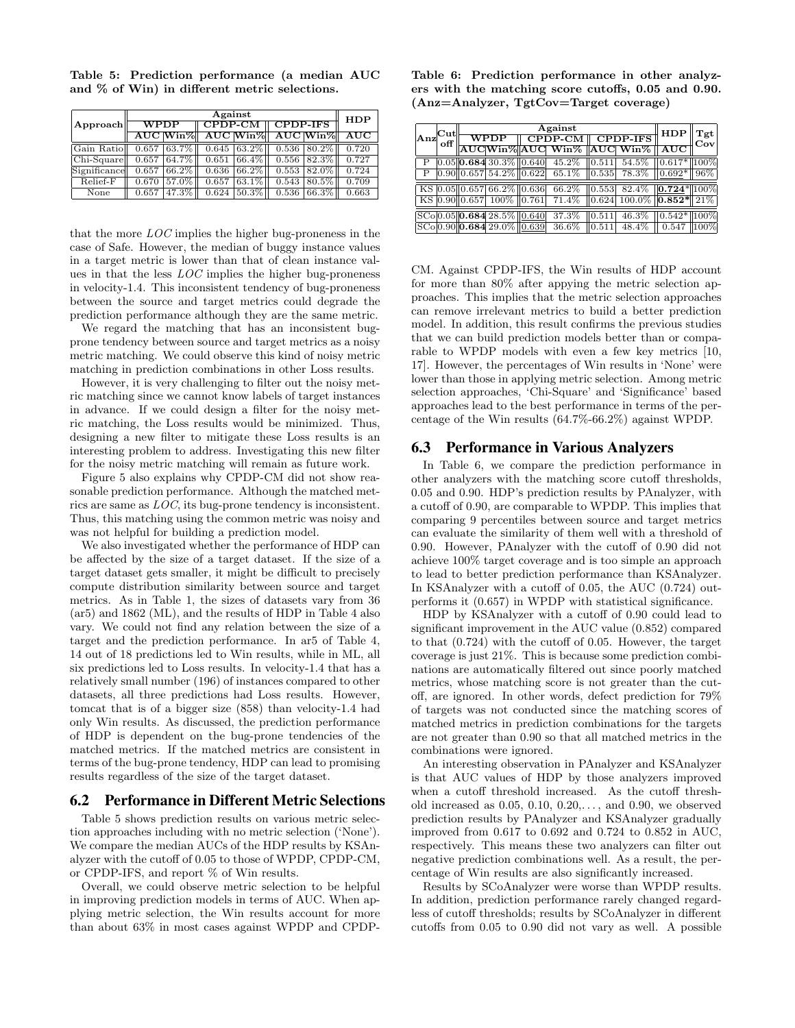Table 5: Prediction performance (a median AUC and % of Win) in different metric selections.

| Approach | Against | | | | | | HDP |
|---|---|---|---|---|---|---|---|
| | WPDP | | CPDP-CM | | CPDP-IFS | | |
| | AUC | Win% | AUC | Win% | AUC | Win% | AUC |
| Gain Ratio | 0.657 | 63.7% | 0.645 | 63.2% | 0.536 | 80.2% | 0.720 |
| Chi-Square | 0.657 | 64.7% | 0.651 | 66.4% | 0.556 | 82.3% | 0.727 |
| Significance | 0.657 | 66.2% | 0.636 | 66.2% | 0.553 | 82.0% | 0.724 |
| Relief-F | 0.670 | 57.0% | 0.657 | 63.1% | 0.543 | 80.5% | 0.709 |
| None | 0.657 | 47.3% | 0.624 | 50.3% | 0.536 | 66.3% | 0.663 |

that the more *LOC* implies the higher bug-proneness in the case of Safe. However, the median of buggy instance values in a target metric is lower than that of clean instance values in that the less *LOC* implies the higher bug-proneness in velocity-1.4. This inconsistent tendency of bug-proneness between the source and target metrics could degrade the prediction performance although they are the same metric.

We regard the matching that has an inconsistent bug-prone tendency between source and target metrics as a noisy metric matching. We could observe this kind of noisy metric matching in prediction combinations in other Loss results.

However, it is very challenging to filter out the noisy metric matching since we cannot know labels of target instances in advance. If we could design a filter for the noisy metric matching, the Loss results would be minimized. Thus, designing a new filter to mitigate these Loss results is an interesting problem to address. Investigating this new filter for the noisy metric matching will remain as future work.

Figure 5 also explains why CPDP-CM did not show reasonable prediction performance. Although the matched metrics are same as *LOC*, its bug-prone tendency is inconsistent. Thus, this matching using the common metric was noisy and was not helpful for building a prediction model.

We also investigated whether the performance of HDP can be affected by the size of a target dataset. If the size of a target dataset gets smaller, it might be difficult to precisely compute distribution similarity between source and target metrics. As in Table 1, the sizes of datasets vary from 36 (ar5) and 1862 (ML), and the results of HDP in Table 4 also vary. We could not find any relation between the size of a target and the prediction performance. In ar5 of Table 4, 14 out of 18 predictions led to Win results, while in ML, all six predictions led to Loss results. In velocity-1.4 that has a relatively small number (196) of instances compared to other datasets, all three predictions had Loss results. However, tomcat that is of a bigger size (858) than velocity-1.4 had only Win results. As discussed, the prediction performance of HDP is dependent on the bug-prone tendencies of the matched metrics. If the matched metrics are consistent in terms of the bug-prone tendency, HDP can lead to promising results regardless of the size of the target dataset.

## 6.2 Performance in Different Metric Selections

Table 5 shows prediction results on various metric selection approaches including with no metric selection ('None'). We compare the median AUCs of the HDP results by KSAnalyzer with the cutoff of 0.05 to those of WPDP, CPDP-CM, or CPDP-IFS, and report % of Win results.

Overall, we could observe metric selection to be helpful in improving prediction models in terms of AUC. When applying metric selection, the Win results account for more than about 63% in most cases against WPDP and CPDP-CM. Against CPDP-IFS, the Win results of HDP account for more than 80% after appying the metric selection approaches. This implies that the metric selection approaches can remove irrelevant metrics to build a better prediction model. In addition, this result confirms the previous studies that we can build prediction models better than or comparable to WPDP models with even a few key metrics [10, 17]. However, the percentages of Win results in 'None' were lower than those in applying metric selection. Among metric selection approaches, 'Chi-Square' and 'Significance' based approaches lead to the best performance in terms of the percentage of the Win results (64.7%-66.2%) against WPDP.

Table 6: Prediction performance in other analyzers with the matching score cutoffs, 0.05 and 0.90. (Anz=Analyzer, TgtCov=Target coverage)

| Anz | Cutoff | Against | | | | | | HDP | Tgt Cov |
|---|---|---|---|---|---|---|---|---|---|
| | | WPDP | | CPDP-CM | | CPDP-IFS | | | |
| | | AUC | Win% | AUC | Win% | AUC | Win% | AUC | |
| P | 0.05 | **0.684** | 30.3% | 0.640 | 45.2% | 0.511 | 54.5% | 0.617* | 100% |
| P | 0.90 | 0.657 | 54.2% | 0.622 | 65.1% | 0.535 | 78.3% | 0.692* | 96% |
| KS | 0.05 | 0.657 | 66.2% | 0.636 | 66.2% | 0.553 | 82.4% | **0.724*** | 100% |
| KS | 0.90 | 0.657 | 100% | 0.761 | 71.4% | 0.624 | 100.0% | **0.852*** | 21% |
| SCo | 0.05 | **0.684** | 28.5% | 0.640 | 37.3% | 0.511 | 46.3% | 0.542* | 100% |
| SCo | 0.90 | **0.684** | 29.0% | 0.639 | 36.6% | 0.511 | 48.4% | 0.547 | 100% |

## 6.3 Performance in Various Analyzers

In Table 6, we compare the prediction performance in other analyzers with the matching score cutoff thresholds, 0.05 and 0.90. HDP's prediction results by PAnalyzer, with a cutoff of 0.90, are comparable to WPDP. This implies that comparing 9 percentiles between source and target metrics can evaluate the similarity of them well with a threshold of 0.90. However, PAnalyzer with the cutoff of 0.90 did not achieve 100% target coverage and is too simple an approach to lead to better prediction performance than KSAnalyzer. In KSAnalyzer with a cutoff of 0.05, the AUC (0.724) outperforms it (0.657) in WPDP with statistical significance.

HDP by KSAnalyzer with a cutoff of 0.90 could lead to significant improvement in the AUC value (0.852) compared to that (0.724) with the cutoff of 0.05. However, the target coverage is just 21%. This is because some prediction combinations are automatically filtered out since poorly matched metrics, whose matching score is not greater than the cutoff, are ignored. In other words, defect prediction for 79% of targets was not conducted since the matching scores of matched metrics in prediction combinations for the targets are not greater than 0.90 so that all matched metrics in the combinations were ignored.

An interesting observation in PAnalyzer and KSAnalyzer is that AUC values of HDP by those analyzers improved when a cutoff threshold increased. As the cutoff threshold increased as 0.05, 0.10, 0.20,..., and 0.90, we observed prediction results by PAnalyzer and KSAnalyzer gradually improved from 0.617 to 0.692 and 0.724 to 0.852 in AUC, respectively. This means these two analyzers can filter out negative prediction combinations well. As a result, the percentage of Win results are also significantly increased.

Results by SCoAnalyzer were worse than WPDP results. In addition, prediction performance rarely changed regardless of cutoff thresholds; results by SCoAnalyzer in different cutoffs from 0.05 to 0.90 did not vary as well. A possible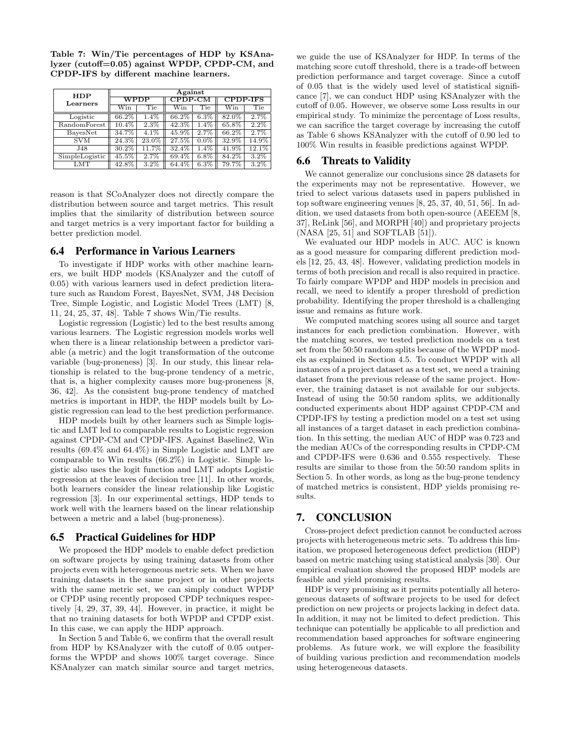**Table 7: Win/Tie percentages of HDP by KSAnalyzer (cutoff=0.05) against WPDP, CPDP-CM, and CPDP-IFS by different machine learners.**

| HDP Learners | Against | | | | | |
|---|---|---|---|---|---|---|
| | WPDP | | CPDP-CM | | CPDP-IFS | |
| | Win | Tie | Win | Tie | Win | Tie |
| Logistic | 66.2% | 1.4% | 66.2% | 6.3% | 82.0% | 2.7% |
| RandomForest | 10.4% | 2.3% | 42.3% | 1.4% | 65.8% | 2.2% |
| BayesNet | 34.7% | 4.1% | 45.9% | 2.7% | 66.2% | 2.7% |
| SVM | 24.3% | 23.0% | 27.5% | 0.0% | 32.9% | 14.9% |
| J48 | 30.2% | 11.7% | 32.4% | 1.4% | 41.9% | 12.1% |
| SimpleLogistic | 45.5% | 2.7% | 69.4% | 6.8% | 84.2% | 3.2% |
| LMT | 42.8% | 3.2% | 64.4% | 6.3% | 79.7% | 3.2% |

reason is that SCoAnalyzer does not directly compare the distribution between source and target metrics. This result implies that the similarity of distribution between source and target metrics is a very important factor for building a better prediction model.

## 6.4 Performance in Various Learners

To investigate if HDP works with other machine learners, we built HDP models (KSAnalyzer and the cutoff of 0.05) with various learners used in defect prediction literature such as Random Forest, BayesNet, SVM, J48 Decision Tree, Simple Logistic, and Logistic Model Trees (LMT) [8, 11, 24, 25, 37, 48]. Table 7 shows Win/Tie results.

Logistic regression (Logistic) led to the best results among various learners. The Logistic regression models works well when there is a linear relationship between a predictor variable (a metric) and the logit transformation of the outcome variable (bug-proneness) [3]. In our study, this linear relationship is related to the bug-prone tendency of a metric, that is, a higher complexity causes more bug-proneness [8, 36, 42]. As the consistent bug-prone tendency of matched metrics is important in HDP, the HDP models built by Logistic regression can lead to the best prediction performance.

HDP models built by other learners such as Simple logistic and LMT led to comparable results to Logistic regression against CPDP-CM and CPDP-IFS. Against Baseline2, Win results (69.4% and 64.4%) in Simple Logistic and LMT are comparable to Win results (66.2%) in Logistic. Simple logistic also uses the logit function and LMT adopts Logistic regression at the leaves of decision tree [11]. In other words, both learners consider the linear relationship like Logistic regression [3]. In our experimental settings, HDP tends to work well with the learners based on the linear relationship between a metric and a label (bug-proneness).

## 6.5 Practical Guidelines for HDP

We proposed the HDP models to enable defect prediction on software projects by using training datasets from other projects even with heterogeneous metric sets. When we have training datasets in the same project or in other projects with the same metric set, we can simply conduct WPDP or CPDP using recently proposed CPDP techniques respectively [4, 29, 37, 39, 44]. However, in practice, it might be that no training datasets for both WPDP and CPDP exist. In this case, we can apply the HDP approach.

In Section 5 and Table 6, we confirm that the overall result from HDP by KSAnalyzer with the cutoff of 0.05 outperforms the WPDP and shows 100% target coverage. Since KSAnalyzer can match similar source and target metrics, we guide the use of KSAnalyzer for HDP. In terms of the matching score cutoff threshold, there is a trade-off between prediction performance and target coverage. Since a cutoff of 0.05 that is the widely used level of statistical significance [7], we can conduct HDP using KSAnalyzer with the cutoff of 0.05. However, we observe some Loss results in our empirical study. To minimize the percentage of Loss results, we can sacrifice the target coverage by increasing the cutoff as Table 6 shows KSAnalyzer with the cutoff of 0.90 led to 100% Win results in feasible predictions against WPDP.

## 6.6 Threats to Validity

We cannot generalize our conclusions since 28 datasets for the experiments may not be representative. However, we tried to select various datasets used in papers published in top software engineering venues [8, 25, 37, 40, 51, 56]. In addition, we used datasets from both open-source (AEEEM [8, 37], ReLink [56], and MORPH [40]) and proprietary projects (NASA [25, 51] and SOFTLAB [51]).

We evaluated our HDP models in AUC. AUC is known as a good measure for comparing different prediction models [12, 25, 43, 48]. However, validating prediction models in terms of both precision and recall is also required in practice. To fairly compare WPDP and HDP models in precision and recall, we need to identify a proper threshold of prediction probability. Identifying the proper threshold is a challenging issue and remains as future work.

We computed matching scores using all source and target instances for each prediction combination. However, with the matching scores, we tested prediction models on a test set from the 50:50 random splits because of the WPDP models as explained in Section 4.5. To conduct WPDP with all instances of a project dataset as a test set, we need a training dataset from the previous release of the same project. However, the training dataset is not available for our subjects. Instead of using the 50:50 random splits, we additionally conducted experiments about HDP against CPDP-CM and CPDP-IFS by testing a prediction model on a test set using all instances of a target dataset in each prediction combination. In this setting, the median AUC of HDP was 0.723 and the median AUCs of the corresponding results in CPDP-CM and CPDP-IFS were 0.636 and 0.555 respectively. These results are similar to those from the 50:50 random splits in Section 5. In other words, as long as the bug-prone tendency of matched metrics is consistent, HDP yields promising results.

# 7. CONCLUSION

Cross-project defect prediction cannot be conducted across projects with heterogeneous metric sets. To address this limitation, we proposed heterogeneous defect prediction (HDP) based on metric matching using statistical analysis [30]. Our empirical evaluation showed the proposed HDP models are feasible and yield promising results.

HDP is very promising as it permits potentially all heterogeneous datasets of software projects to be used for defect prediction on new projects or projects lacking in defect data. In addition, it may not be limited to defect prediction. This technique can potentially be applicable to all prediction and recommendation based approaches for software engineering problems. As future work, we will explore the feasibility of building various prediction and recommendation models using heterogeneous datasets.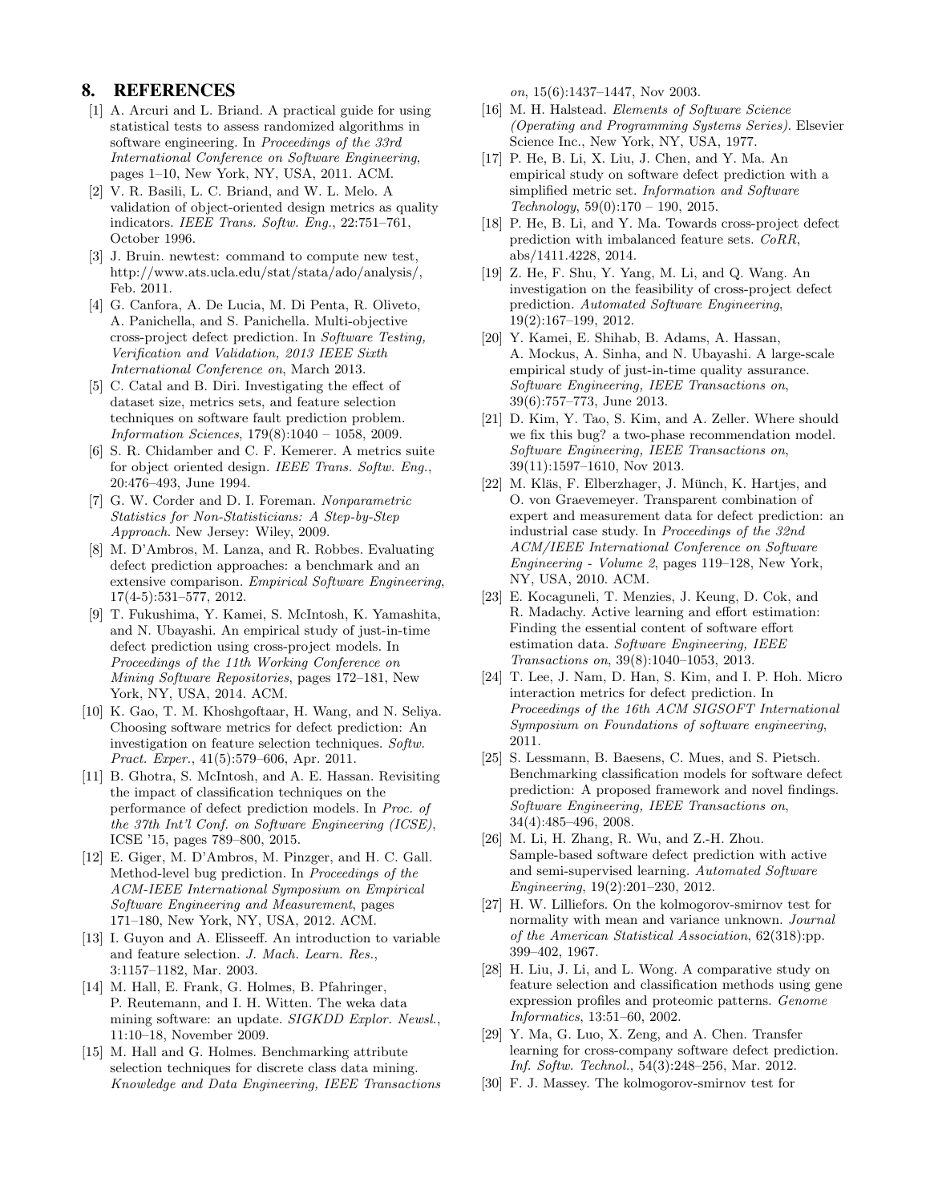## 8. REFERENCES

[1] A. Arcuri and L. Briand. A practical guide for using statistical tests to assess randomized algorithms in software engineering. In *Proceedings of the 33rd International Conference on Software Engineering*, pages 1–10, New York, NY, USA, 2011. ACM.

[2] V. R. Basili, L. C. Briand, and W. L. Melo. A validation of object-oriented design metrics as quality indicators. *IEEE Trans. Softw. Eng.*, 22:751–761, October 1996.

[3] J. Bruin. newtest: command to compute new test, http://www.ats.ucla.edu/stat/stata/ado/analysis/, Feb. 2011.

[4] G. Canfora, A. De Lucia, M. Di Penta, R. Oliveto, A. Panichella, and S. Panichella. Multi-objective cross-project defect prediction. In *Software Testing, Verification and Validation, 2013 IEEE Sixth International Conference on*, March 2013.

[5] C. Catal and B. Diri. Investigating the effect of dataset size, metrics sets, and feature selection techniques on software fault prediction problem. *Information Sciences*, 179(8):1040 – 1058, 2009.

[6] S. R. Chidamber and C. F. Kemerer. A metrics suite for object oriented design. *IEEE Trans. Softw. Eng.*, 20:476–493, June 1994.

[7] G. W. Corder and D. I. Foreman. *Nonparametric Statistics for Non-Statisticians: A Step-by-Step Approach*. New Jersey: Wiley, 2009.

[8] M. D'Ambros, M. Lanza, and R. Robbes. Evaluating defect prediction approaches: a benchmark and an extensive comparison. *Empirical Software Engineering*, 17(4-5):531–577, 2012.

[9] T. Fukushima, Y. Kamei, S. McIntosh, K. Yamashita, and N. Ubayashi. An empirical study of just-in-time defect prediction using cross-project models. In *Proceedings of the 11th Working Conference on Mining Software Repositories*, pages 172–181, New York, NY, USA, 2014. ACM.

[10] K. Gao, T. M. Khoshgoftaar, H. Wang, and N. Seliya. Choosing software metrics for defect prediction: An investigation on feature selection techniques. *Softw. Pract. Exper.*, 41(5):579–606, Apr. 2011.

[11] B. Ghotra, S. McIntosh, and A. E. Hassan. Revisiting the impact of classification techniques on the performance of defect prediction models. In *Proc. of the 37th Int'l Conf. on Software Engineering (ICSE)*, ICSE '15, pages 789–800, 2015.

[12] E. Giger, M. D'Ambros, M. Pinzger, and H. C. Gall. Method-level bug prediction. In *Proceedings of the ACM-IEEE International Symposium on Empirical Software Engineering and Measurement*, pages 171–180, New York, NY, USA, 2012. ACM.

[13] I. Guyon and A. Elisseeff. An introduction to variable and feature selection. *J. Mach. Learn. Res.*, 3:1157–1182, Mar. 2003.

[14] M. Hall, E. Frank, G. Holmes, B. Pfahringer, P. Reutemann, and I. H. Witten. The weka data mining software: an update. *SIGKDD Explor. Newsl.*, 11:10–18, November 2009.

[15] M. Hall and G. Holmes. Benchmarking attribute selection techniques for discrete class data mining. *Knowledge and Data Engineering, IEEE Transactions on*, 15(6):1437–1447, Nov 2003.

[16] M. H. Halstead. *Elements of Software Science (Operating and Programming Systems Series)*. Elsevier Science Inc., New York, NY, USA, 1977.

[17] P. He, B. Li, X. Liu, J. Chen, and Y. Ma. An empirical study on software defect prediction with a simplified metric set. *Information and Software Technology*, 59(0):170 – 190, 2015.

[18] P. He, B. Li, and Y. Ma. Towards cross-project defect prediction with imbalanced feature sets. *CoRR*, abs/1411.4228, 2014.

[19] Z. He, F. Shu, Y. Yang, M. Li, and Q. Wang. An investigation on the feasibility of cross-project defect prediction. *Automated Software Engineering*, 19(2):167–199, 2012.

[20] Y. Kamei, E. Shihab, B. Adams, A. Hassan, A. Mockus, A. Sinha, and N. Ubayashi. A large-scale empirical study of just-in-time quality assurance. *Software Engineering, IEEE Transactions on*, 39(6):757–773, June 2013.

[21] D. Kim, Y. Tao, S. Kim, and A. Zeller. Where should we fix this bug? a two-phase recommendation model. *Software Engineering, IEEE Transactions on*, 39(11):1597–1610, Nov 2013.

[22] M. Kläs, F. Elberzhager, J. Münch, K. Hartjes, and O. von Graevemeyer. Transparent combination of expert and measurement data for defect prediction: an industrial case study. In *Proceedings of the 32nd ACM/IEEE International Conference on Software Engineering - Volume 2*, pages 119–128, New York, NY, USA, 2010. ACM.

[23] E. Kocaguneli, T. Menzies, J. Keung, D. Cok, and R. Madachy. Active learning and effort estimation: Finding the essential content of software effort estimation data. *Software Engineering, IEEE Transactions on*, 39(8):1040–1053, 2013.

[24] T. Lee, J. Nam, D. Han, S. Kim, and I. P. Hoh. Micro interaction metrics for defect prediction. In *Proceedings of the 16th ACM SIGSOFT International Symposium on Foundations of software engineering*, 2011.

[25] S. Lessmann, B. Baesens, C. Mues, and S. Pietsch. Benchmarking classification models for software defect prediction: A proposed framework and novel findings. *Software Engineering, IEEE Transactions on*, 34(4):485–496, 2008.

[26] M. Li, H. Zhang, R. Wu, and Z.-H. Zhou. Sample-based software defect prediction with active and semi-supervised learning. *Automated Software Engineering*, 19(2):201–230, 2012.

[27] H. W. Lilliefors. On the kolmogorov-smirnov test for normality with mean and variance unknown. *Journal of the American Statistical Association*, 62(318):pp. 399–402, 1967.

[28] H. Liu, J. Li, and L. Wong. A comparative study on feature selection and classification methods using gene expression profiles and proteomic patterns. *Genome Informatics*, 13:51–60, 2002.

[29] Y. Ma, G. Luo, X. Zeng, and A. Chen. Transfer learning for cross-company software defect prediction. *Inf. Softw. Technol.*, 54(3):248–256, Mar. 2012.

[30] F. J. Massey. The kolmogorov-smirnov test for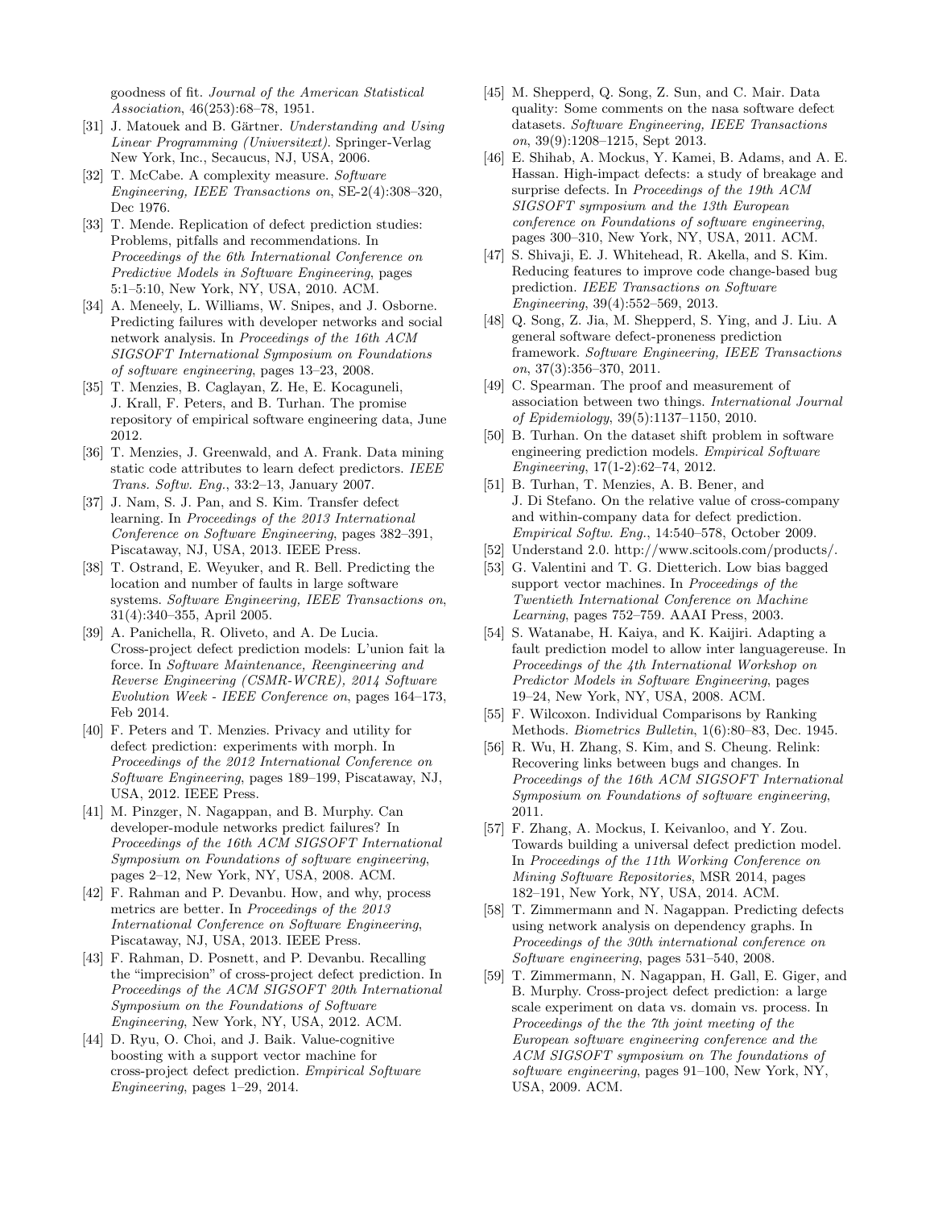goodness of fit. *Journal of the American Statistical Association*, 46(253):68–78, 1951.

[31] J. Matouek and B. Gärtner. *Understanding and Using Linear Programming (Universitext)*. Springer-Verlag New York, Inc., Secaucus, NJ, USA, 2006.

[32] T. McCabe. A complexity measure. *Software Engineering, IEEE Transactions on*, SE-2(4):308–320, Dec 1976.

[33] T. Mende. Replication of defect prediction studies: Problems, pitfalls and recommendations. In *Proceedings of the 6th International Conference on Predictive Models in Software Engineering*, pages 5:1–5:10, New York, NY, USA, 2010. ACM.

[34] A. Meneely, L. Williams, W. Snipes, and J. Osborne. Predicting failures with developer networks and social network analysis. In *Proceedings of the 16th ACM SIGSOFT International Symposium on Foundations of software engineering*, pages 13–23, 2008.

[35] T. Menzies, B. Caglayan, Z. He, E. Kocaguneli, J. Krall, F. Peters, and B. Turhan. The promise repository of empirical software engineering data, June 2012.

[36] T. Menzies, J. Greenwald, and A. Frank. Data mining static code attributes to learn defect predictors. *IEEE Trans. Softw. Eng.*, 33:2–13, January 2007.

[37] J. Nam, S. J. Pan, and S. Kim. Transfer defect learning. In *Proceedings of the 2013 International Conference on Software Engineering*, pages 382–391, Piscataway, NJ, USA, 2013. IEEE Press.

[38] T. Ostrand, E. Weyuker, and R. Bell. Predicting the location and number of faults in large software systems. *Software Engineering, IEEE Transactions on*, 31(4):340–355, April 2005.

[39] A. Panichella, R. Oliveto, and A. De Lucia. Cross-project defect prediction models: L'union fait la force. In *Software Maintenance, Reengineering and Reverse Engineering (CSMR-WCRE), 2014 Software Evolution Week - IEEE Conference on*, pages 164–173, Feb 2014.

[40] F. Peters and T. Menzies. Privacy and utility for defect prediction: experiments with morph. In *Proceedings of the 2012 International Conference on Software Engineering*, pages 189–199, Piscataway, NJ, USA, 2012. IEEE Press.

[41] M. Pinzger, N. Nagappan, and B. Murphy. Can developer-module networks predict failures? In *Proceedings of the 16th ACM SIGSOFT International Symposium on Foundations of software engineering*, pages 2–12, New York, NY, USA, 2008. ACM.

[42] F. Rahman and P. Devanbu. How, and why, process metrics are better. In *Proceedings of the 2013 International Conference on Software Engineering*, Piscataway, NJ, USA, 2013. IEEE Press.

[43] F. Rahman, D. Posnett, and P. Devanbu. Recalling the "imprecision" of cross-project defect prediction. In *Proceedings of the ACM SIGSOFT 20th International Symposium on the Foundations of Software Engineering*, New York, NY, USA, 2012. ACM.

[44] D. Ryu, O. Choi, and J. Baik. Value-cognitive boosting with a support vector machine for cross-project defect prediction. *Empirical Software Engineering*, pages 1–29, 2014.

[45] M. Shepperd, Q. Song, Z. Sun, and C. Mair. Data quality: Some comments on the nasa software defect datasets. *Software Engineering, IEEE Transactions on*, 39(9):1208–1215, Sept 2013.

[46] E. Shihab, A. Mockus, Y. Kamei, B. Adams, and A. E. Hassan. High-impact defects: a study of breakage and surprise defects. In *Proceedings of the 19th ACM SIGSOFT symposium and the 13th European conference on Foundations of software engineering*, pages 300–310, New York, NY, USA, 2011. ACM.

[47] S. Shivaji, E. J. Whitehead, R. Akella, and S. Kim. Reducing features to improve code change-based bug prediction. *IEEE Transactions on Software Engineering*, 39(4):552–569, 2013.

[48] Q. Song, Z. Jia, M. Shepperd, S. Ying, and J. Liu. A general software defect-proneness prediction framework. *Software Engineering, IEEE Transactions on*, 37(3):356–370, 2011.

[49] C. Spearman. The proof and measurement of association between two things. *International Journal of Epidemiology*, 39(5):1137–1150, 2010.

[50] B. Turhan. On the dataset shift problem in software engineering prediction models. *Empirical Software Engineering*, 17(1-2):62–74, 2012.

[51] B. Turhan, T. Menzies, A. B. Bener, and J. Di Stefano. On the relative value of cross-company and within-company data for defect prediction. *Empirical Softw. Eng.*, 14:540–578, October 2009.

[52] Understand 2.0. http://www.scitools.com/products/.

[53] G. Valentini and T. G. Dietterich. Low bias bagged support vector machines. In *Proceedings of the Twentieth International Conference on Machine Learning*, pages 752–759. AAAI Press, 2003.

[54] S. Watanabe, H. Kaiya, and K. Kaijiri. Adapting a fault prediction model to allow inter languagereuse. In *Proceedings of the 4th International Workshop on Predictor Models in Software Engineering*, pages 19–24, New York, NY, USA, 2008. ACM.

[55] F. Wilcoxon. Individual Comparisons by Ranking Methods. *Biometrics Bulletin*, 1(6):80–83, Dec. 1945.

[56] R. Wu, H. Zhang, S. Kim, and S. Cheung. Relink: Recovering links between bugs and changes. In *Proceedings of the 16th ACM SIGSOFT International Symposium on Foundations of software engineering*, 2011.

[57] F. Zhang, A. Mockus, I. Keivanloo, and Y. Zou. Towards building a universal defect prediction model. In *Proceedings of the 11th Working Conference on Mining Software Repositories*, MSR 2014, pages 182–191, New York, NY, USA, 2014. ACM.

[58] T. Zimmermann and N. Nagappan. Predicting defects using network analysis on dependency graphs. In *Proceedings of the 30th international conference on Software engineering*, pages 531–540, 2008.

[59] T. Zimmermann, N. Nagappan, H. Gall, E. Giger, and B. Murphy. Cross-project defect prediction: a large scale experiment on data vs. domain vs. process. In *Proceedings of the the 7th joint meeting of the European software engineering conference and the ACM SIGSOFT symposium on The foundations of software engineering*, pages 91–100, New York, NY, USA, 2009. ACM.